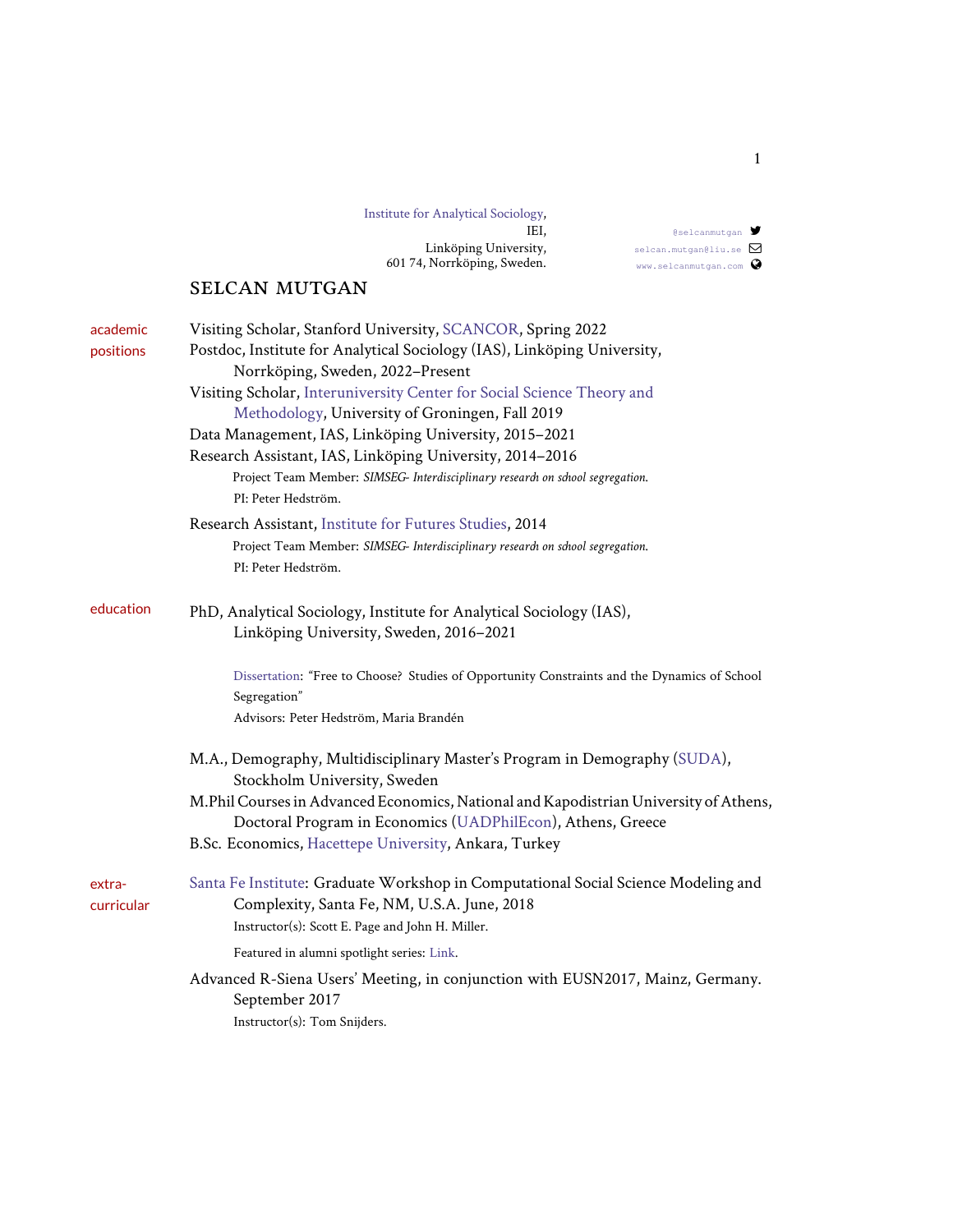Institute for Analytical Sociology,
IEI,
Linköping University,
601 74, Norrköping, Sweden.

@selcanmutgan
selcan.mutgan@liu.se
www.selcanmutgan.com

# SELCAN MUTGAN

## academic positions

Visiting Scholar, Stanford University, SCANCOR, Spring 2022

Postdoc, Institute for Analytical Sociology (IAS), Linköping University, Norrköping, Sweden, 2022–Present

Visiting Scholar, Interuniversity Center for Social Science Theory and Methodology, University of Groningen, Fall 2019

Data Management, IAS, Linköping University, 2015–2021

Research Assistant, IAS, Linköping University, 2014–2016
- Project Team Member: *SIMSEG- Interdisciplinary research on school segregation.*
- PI: Peter Hedström.

Research Assistant, Institute for Futures Studies, 2014
- Project Team Member: *SIMSEG- Interdisciplinary research on school segregation.*
- PI: Peter Hedström.

## education

PhD, Analytical Sociology, Institute for Analytical Sociology (IAS), Linköping University, Sweden, 2016–2021

Dissertation: "Free to Choose? Studies of Opportunity Constraints and the Dynamics of School Segregation"
Advisors: Peter Hedström, Maria Brandén

M.A., Demography, Multidisciplinary Master's Program in Demography (SUDA), Stockholm University, Sweden

M.Phil Courses in Advanced Economics, National and Kapodistrian University of Athens, Doctoral Program in Economics (UADPhilEcon), Athens, Greece

B.Sc. Economics, Hacettepe University, Ankara, Turkey

## extra-curricular

Santa Fe Institute: Graduate Workshop in Computational Social Science Modeling and Complexity, Santa Fe, NM, U.S.A. June, 2018
- Instructor(s): Scott E. Page and John H. Miller.
- Featured in alumni spotlight series: Link.

Advanced R-Siena Users' Meeting, in conjunction with EUSN2017, Mainz, Germany. September 2017
- Instructor(s): Tom Snijders.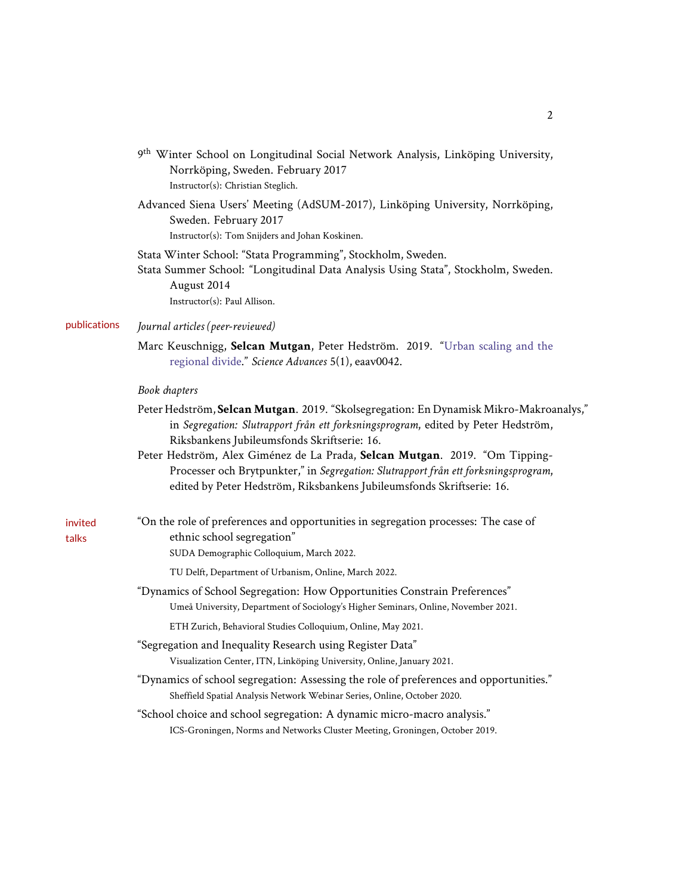9th Winter School on Longitudinal Social Network Analysis, Linköping University, Norrköping, Sweden. February 2017
Instructor(s): Christian Steglich.

Advanced Siena Users' Meeting (AdSUM-2017), Linköping University, Norrköping, Sweden. February 2017
Instructor(s): Tom Snijders and Johan Koskinen.

Stata Winter School: "Stata Programming", Stockholm, Sweden.

Stata Summer School: "Longitudinal Data Analysis Using Stata", Stockholm, Sweden. August 2014
Instructor(s): Paul Allison.

## publications

*Journal articles (peer-reviewed)*

Marc Keuschnigg, **Selcan Mutgan**, Peter Hedström. 2019. "Urban scaling and the regional divide." *Science Advances* 5(1), eaav0042.

*Book chapters*

Peter Hedström, **Selcan Mutgan**. 2019. "Skolsegregation: En Dynamisk Mikro-Makroanalys," in *Segregation: Slutrapport från ett forksningsprogram*, edited by Peter Hedström, Riksbankens Jubileumsfonds Skriftserie: 16.

Peter Hedström, Alex Giménez de La Prada, **Selcan Mutgan**. 2019. "Om Tipping-Processer och Brytpunkter," in *Segregation: Slutrapport från ett forksningsprogram*, edited by Peter Hedström, Riksbankens Jubileumsfonds Skriftserie: 16.

## invited talks

"On the role of preferences and opportunities in segregation processes: The case of ethnic school segregation"
SUDA Demographic Colloquium, March 2022.
TU Delft, Department of Urbanism, Online, March 2022.

"Dynamics of School Segregation: How Opportunities Constrain Preferences"
Umeå University, Department of Sociology's Higher Seminars, Online, November 2021.
ETH Zurich, Behavioral Studies Colloquium, Online, May 2021.

"Segregation and Inequality Research using Register Data"
Visualization Center, ITN, Linköping University, Online, January 2021.

"Dynamics of school segregation: Assessing the role of preferences and opportunities."
Sheffield Spatial Analysis Network Webinar Series, Online, October 2020.

"School choice and school segregation: A dynamic micro-macro analysis."
ICS-Groningen, Norms and Networks Cluster Meeting, Groningen, October 2019.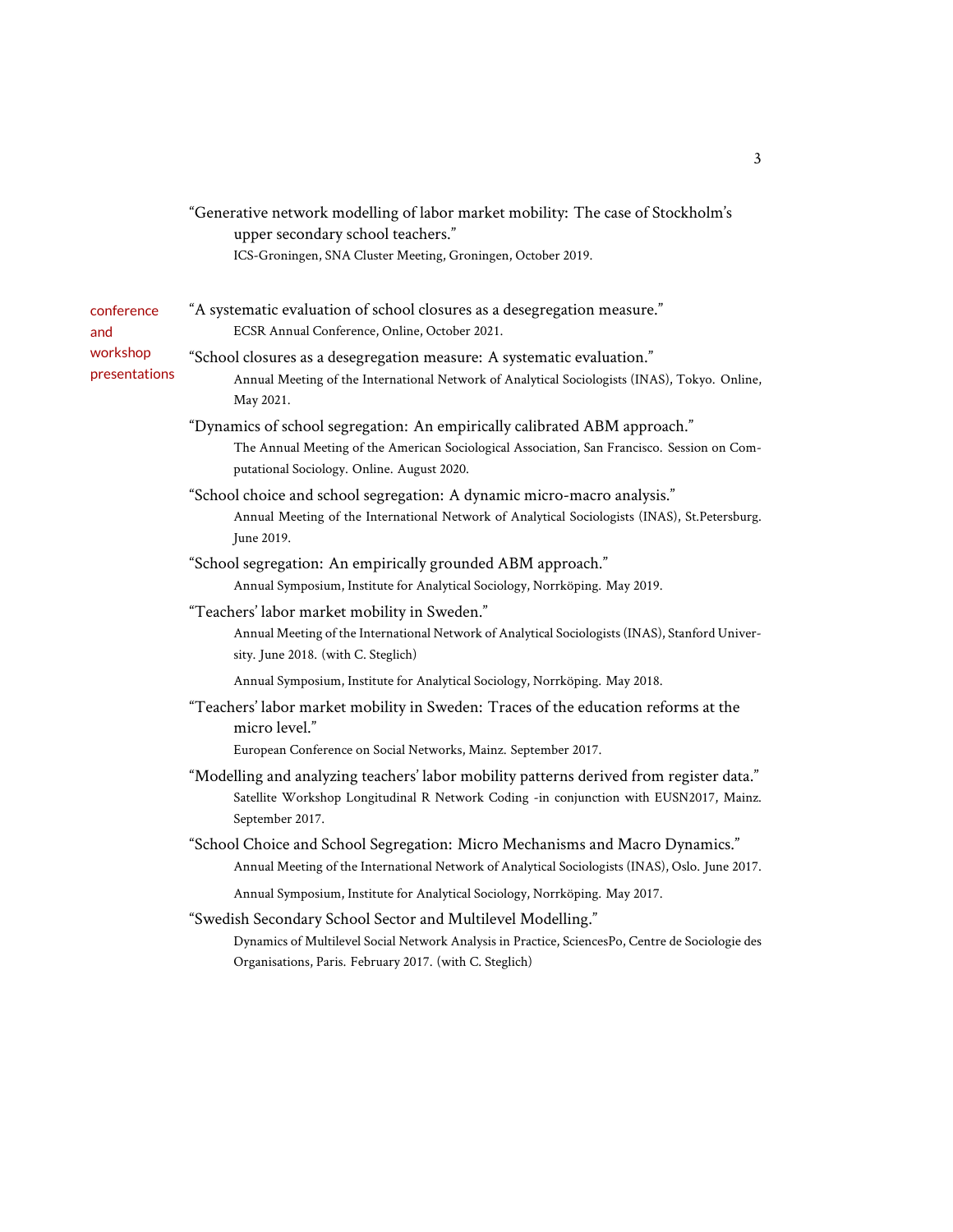"Generative network modelling of labor market mobility: The case of Stockholm's upper secondary school teachers."
ICS-Groningen, SNA Cluster Meeting, Groningen, October 2019.

## conference and workshop presentations

"A systematic evaluation of school closures as a desegregation measure."
ECSR Annual Conference, Online, October 2021.

"School closures as a desegregation measure: A systematic evaluation."
Annual Meeting of the International Network of Analytical Sociologists (INAS), Tokyo. Online, May 2021.

"Dynamics of school segregation: An empirically calibrated ABM approach."
The Annual Meeting of the American Sociological Association, San Francisco. Session on Computational Sociology. Online. August 2020.

"School choice and school segregation: A dynamic micro-macro analysis."
Annual Meeting of the International Network of Analytical Sociologists (INAS), St.Petersburg. June 2019.

"School segregation: An empirically grounded ABM approach."
Annual Symposium, Institute for Analytical Sociology, Norrköping. May 2019.

"Teachers' labor market mobility in Sweden."
Annual Meeting of the International Network of Analytical Sociologists (INAS), Stanford University. June 2018. (with C. Steglich)

Annual Symposium, Institute for Analytical Sociology, Norrköping. May 2018.

"Teachers' labor market mobility in Sweden: Traces of the education reforms at the micro level."
European Conference on Social Networks, Mainz. September 2017.

"Modelling and analyzing teachers' labor mobility patterns derived from register data."
Satellite Workshop Longitudinal R Network Coding -in conjunction with EUSN2017, Mainz. September 2017.

"School Choice and School Segregation: Micro Mechanisms and Macro Dynamics."
Annual Meeting of the International Network of Analytical Sociologists (INAS), Oslo. June 2017.

Annual Symposium, Institute for Analytical Sociology, Norrköping. May 2017.

"Swedish Secondary School Sector and Multilevel Modelling."
Dynamics of Multilevel Social Network Analysis in Practice, SciencesPo, Centre de Sociologie des Organisations, Paris. February 2017. (with C. Steglich)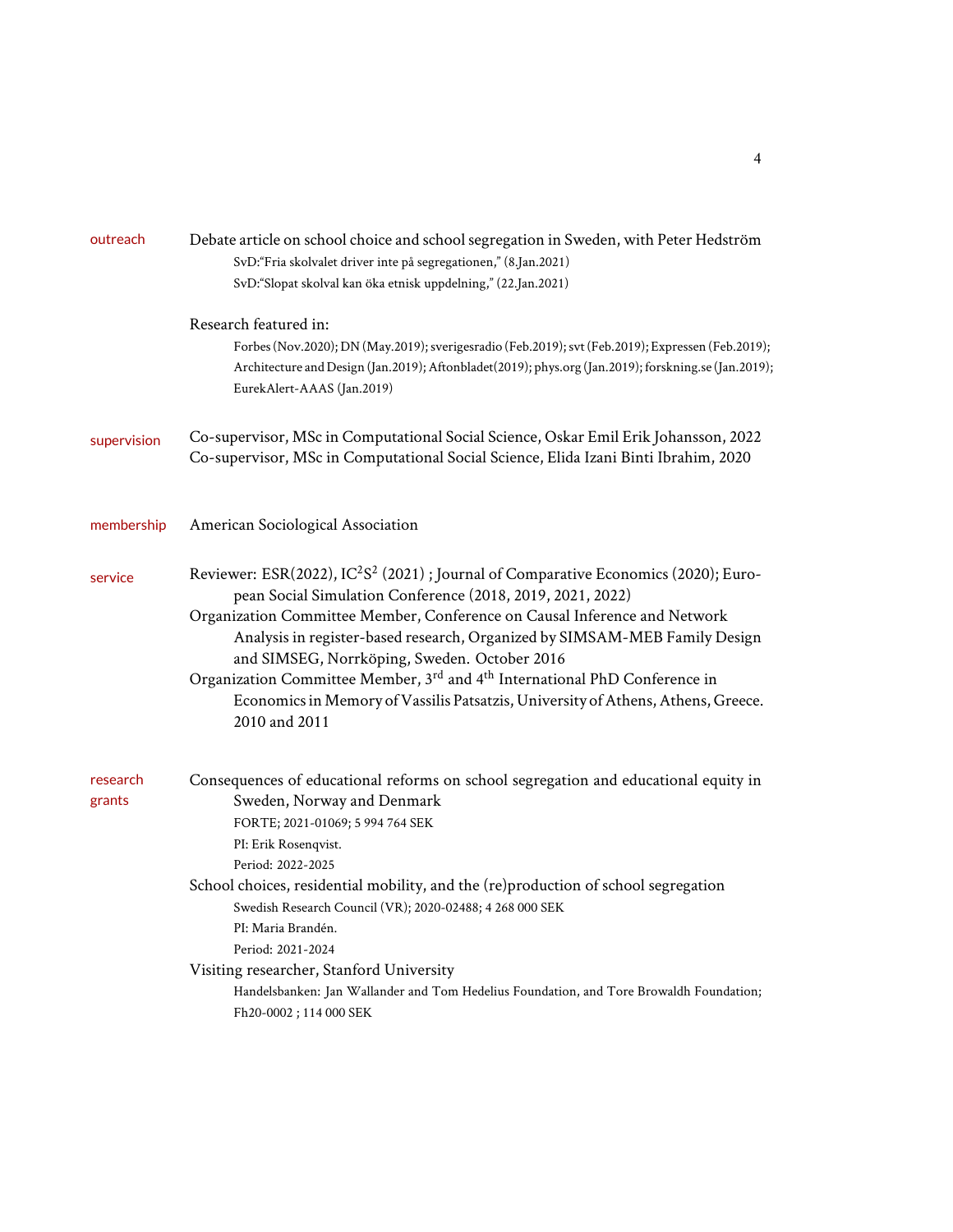## outreach

Debate article on school choice and school segregation in Sweden, with Peter Hedström

- SvD:"Fria skolvalet driver inte på segregationen," (8.Jan.2021)
- SvD:"Slopat skolval kan öka etnisk uppdelning," (22.Jan.2021)

Research featured in:

Forbes (Nov.2020); DN (May.2019); sverigesradio (Feb.2019); svt (Feb.2019); Expressen (Feb.2019); Architecture and Design (Jan.2019); Aftonbladet(2019); phys.org (Jan.2019); forskning.se (Jan.2019); EurekAlert-AAAS (Jan.2019)

## supervision

Co-supervisor, MSc in Computational Social Science, Oskar Emil Erik Johansson, 2022
Co-supervisor, MSc in Computational Social Science, Elida Izani Binti Ibrahim, 2020

## membership

American Sociological Association

## service

Reviewer: ESR(2022), IC$^2$S$^2$ (2021) ; Journal of Comparative Economics (2020); European Social Simulation Conference (2018, 2019, 2021, 2022)

Organization Committee Member, Conference on Causal Inference and Network Analysis in register-based research, Organized by SIMSAM-MEB Family Design and SIMSEG, Norrköping, Sweden. October 2016

Organization Committee Member, 3rd and 4th International PhD Conference in Economics in Memory of Vassilis Patsatzis, University of Athens, Athens, Greece. 2010 and 2011

## research grants

Consequences of educational reforms on school segregation and educational equity in Sweden, Norway and Denmark
- FORTE; 2021-01069; 5 994 764 SEK
- PI: Erik Rosenqvist.
- Period: 2022-2025

School choices, residential mobility, and the (re)production of school segregation
- Swedish Research Council (VR); 2020-02488; 4 268 000 SEK
- PI: Maria Brandén.
- Period: 2021-2024

Visiting researcher, Stanford University
- Handelsbanken: Jan Wallander and Tom Hedelius Foundation, and Tore Browaldh Foundation; Fh20-0002 ; 114 000 SEK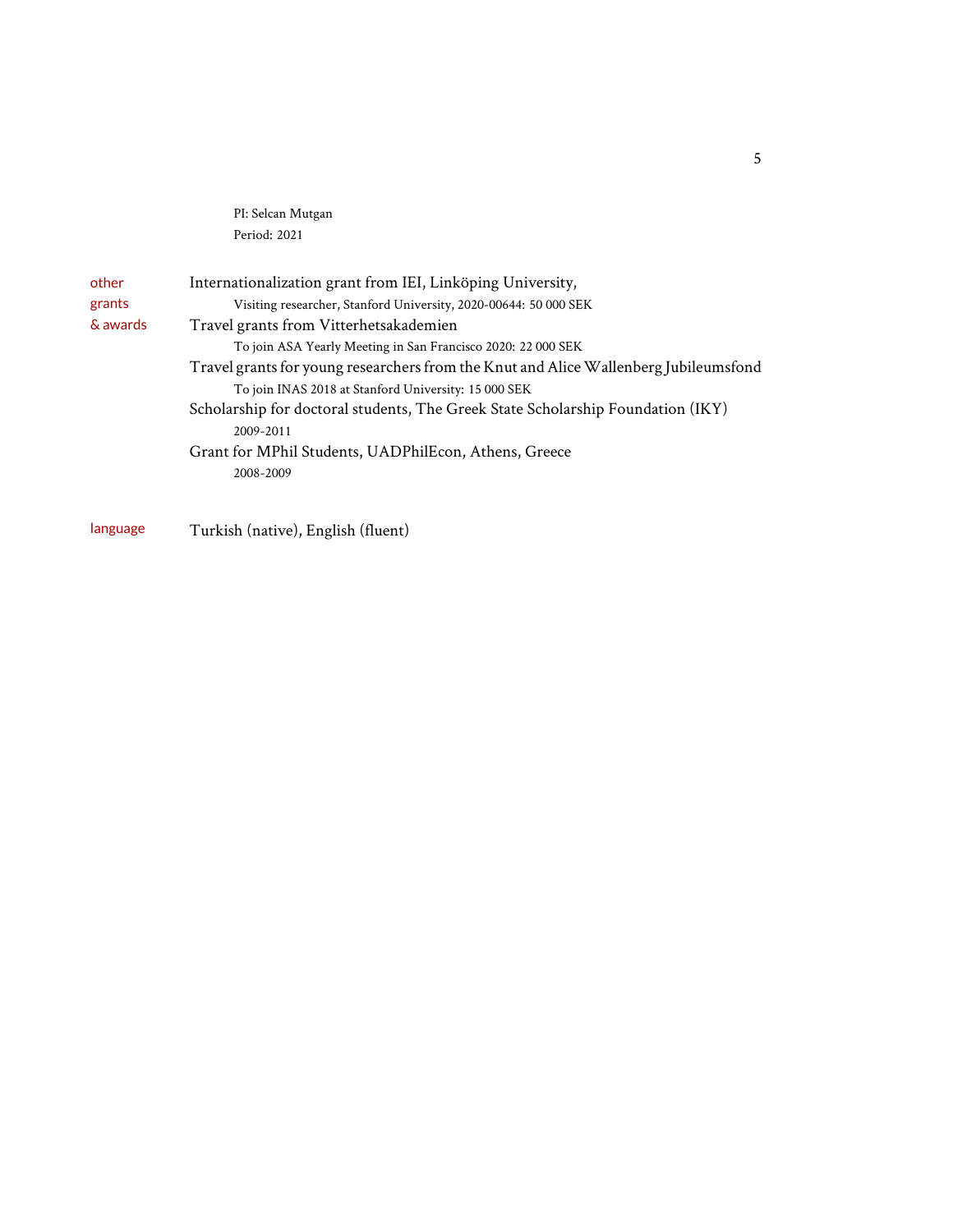PI: Selcan Mutgan
Period: 2021

## other grants & awards

Internationalization grant from IEI, Linköping University,
Visiting researcher, Stanford University, 2020-00644: 50 000 SEK

Travel grants from Vitterhetsakademien
To join ASA Yearly Meeting in San Francisco 2020: 22 000 SEK

Travel grants for young researchers from the Knut and Alice Wallenberg Jubileumsfond
To join INAS 2018 at Stanford University: 15 000 SEK

Scholarship for doctoral students, The Greek State Scholarship Foundation (IKY)
2009-2011

Grant for MPhil Students, UADPhilEcon, Athens, Greece
2008-2009

## language

Turkish (native), English (fluent)